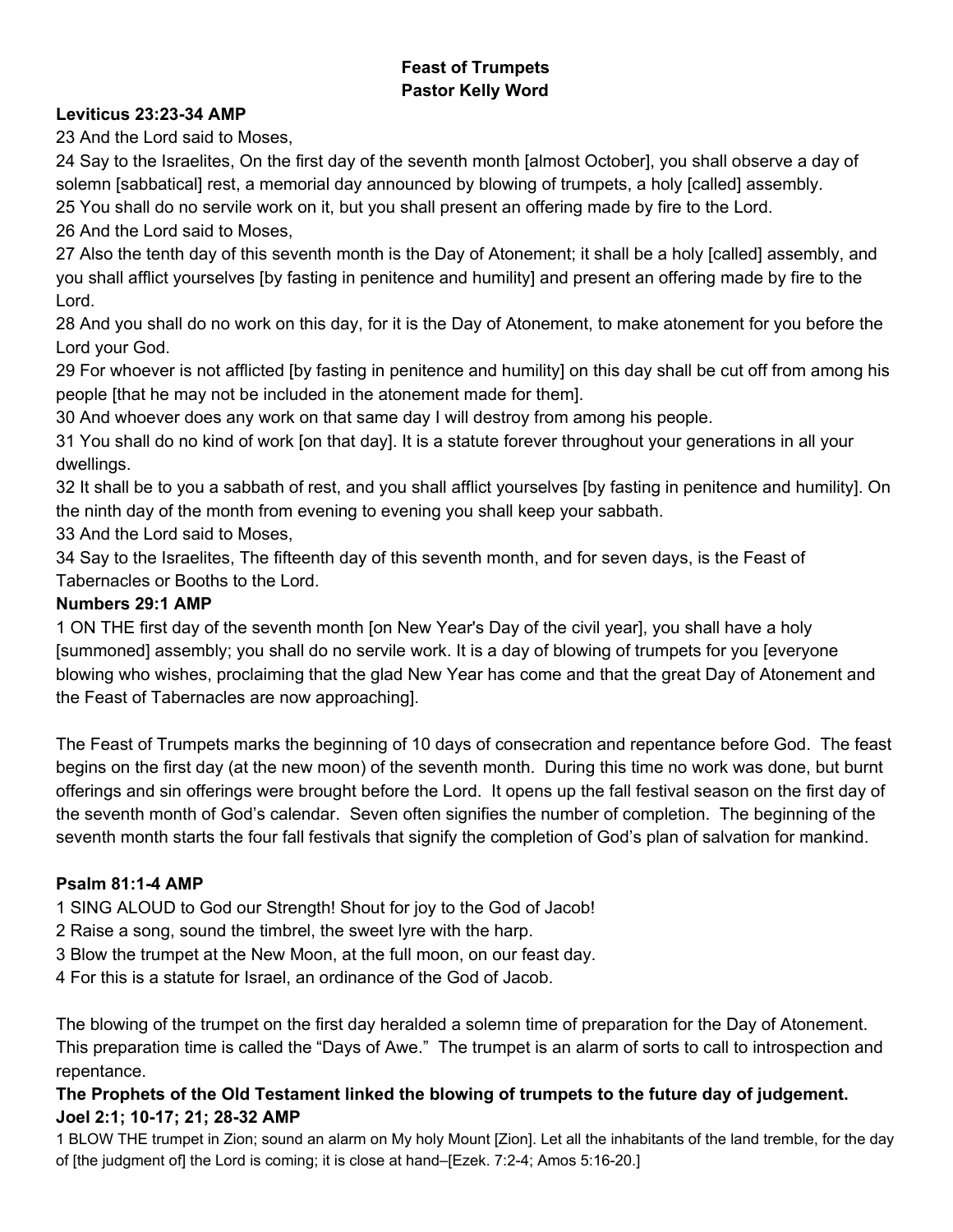**Feast of Trumpets**
**Pastor Kelly Word**

**Leviticus 23:23-34 AMP**

23 And the Lord said to Moses,

24 Say to the Israelites, On the first day of the seventh month [almost October], you shall observe a day of solemn [sabbatical] rest, a memorial day announced by blowing of trumpets, a holy [called] assembly.

25 You shall do no servile work on it, but you shall present an offering made by fire to the Lord.

26 And the Lord said to Moses,

27 Also the tenth day of this seventh month is the Day of Atonement; it shall be a holy [called] assembly, and you shall afflict yourselves [by fasting in penitence and humility] and present an offering made by fire to the Lord.

28 And you shall do no work on this day, for it is the Day of Atonement, to make atonement for you before the Lord your God.

29 For whoever is not afflicted [by fasting in penitence and humility] on this day shall be cut off from among his people [that he may not be included in the atonement made for them].

30 And whoever does any work on that same day I will destroy from among his people.

31 You shall do no kind of work [on that day]. It is a statute forever throughout your generations in all your dwellings.

32 It shall be to you a sabbath of rest, and you shall afflict yourselves [by fasting in penitence and humility]. On the ninth day of the month from evening to evening you shall keep your sabbath.

33 And the Lord said to Moses,

34 Say to the Israelites, The fifteenth day of this seventh month, and for seven days, is the Feast of Tabernacles or Booths to the Lord.

**Numbers 29:1 AMP**

1 ON THE first day of the seventh month [on New Year's Day of the civil year], you shall have a holy [summoned] assembly; you shall do no servile work. It is a day of blowing of trumpets for you [everyone blowing who wishes, proclaiming that the glad New Year has come and that the great Day of Atonement and the Feast of Tabernacles are now approaching].

The Feast of Trumpets marks the beginning of 10 days of consecration and repentance before God. The feast begins on the first day (at the new moon) of the seventh month. During this time no work was done, but burnt offerings and sin offerings were brought before the Lord. It opens up the fall festival season on the first day of the seventh month of God's calendar. Seven often signifies the number of completion. The beginning of the seventh month starts the four fall festivals that signify the completion of God's plan of salvation for mankind.

**Psalm 81:1-4 AMP**

1 SING ALOUD to God our Strength! Shout for joy to the God of Jacob!

2 Raise a song, sound the timbrel, the sweet lyre with the harp.

3 Blow the trumpet at the New Moon, at the full moon, on our feast day.

4 For this is a statute for Israel, an ordinance of the God of Jacob.

The blowing of the trumpet on the first day heralded a solemn time of preparation for the Day of Atonement. This preparation time is called the "Days of Awe." The trumpet is an alarm of sorts to call to introspection and repentance.

**The Prophets of the Old Testament linked the blowing of trumpets to the future day of judgement.**
**Joel 2:1; 10-17; 21; 28-32 AMP**

1 BLOW THE trumpet in Zion; sound an alarm on My holy Mount [Zion]. Let all the inhabitants of the land tremble, for the day of [the judgment of] the Lord is coming; it is close at hand–[Ezek. 7:2-4; Amos 5:16-20.]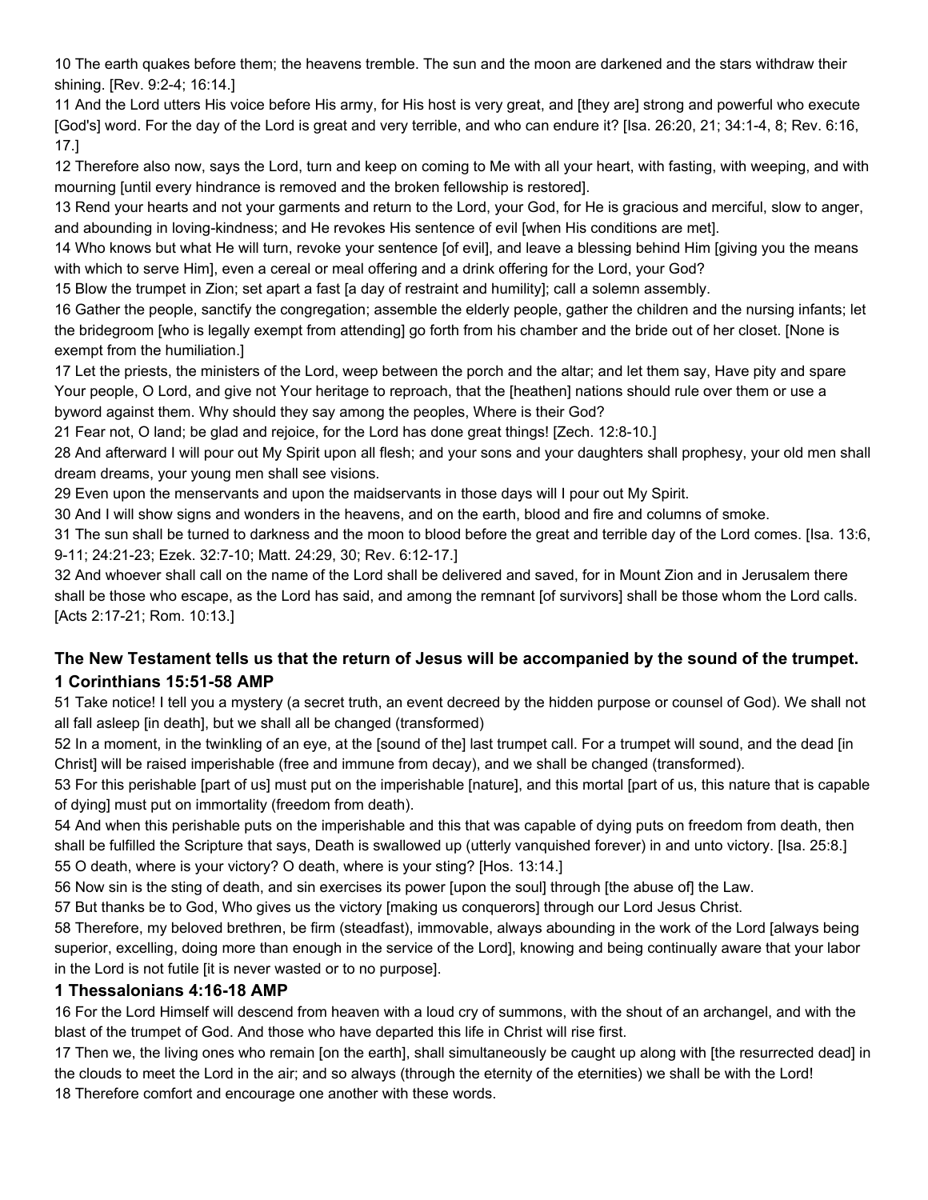10 The earth quakes before them; the heavens tremble. The sun and the moon are darkened and the stars withdraw their shining. [Rev. 9:2-4; 16:14.]

11 And the Lord utters His voice before His army, for His host is very great, and [they are] strong and powerful who execute [God's] word. For the day of the Lord is great and very terrible, and who can endure it? [Isa. 26:20, 21; 34:1-4, 8; Rev. 6:16, 17.]

12 Therefore also now, says the Lord, turn and keep on coming to Me with all your heart, with fasting, with weeping, and with mourning [until every hindrance is removed and the broken fellowship is restored].

13 Rend your hearts and not your garments and return to the Lord, your God, for He is gracious and merciful, slow to anger, and abounding in loving-kindness; and He revokes His sentence of evil [when His conditions are met].

14 Who knows but what He will turn, revoke your sentence [of evil], and leave a blessing behind Him [giving you the means with which to serve Him], even a cereal or meal offering and a drink offering for the Lord, your God?

15 Blow the trumpet in Zion; set apart a fast [a day of restraint and humility]; call a solemn assembly.

16 Gather the people, sanctify the congregation; assemble the elderly people, gather the children and the nursing infants; let the bridegroom [who is legally exempt from attending] go forth from his chamber and the bride out of her closet. [None is exempt from the humiliation.]

17 Let the priests, the ministers of the Lord, weep between the porch and the altar; and let them say, Have pity and spare Your people, O Lord, and give not Your heritage to reproach, that the [heathen] nations should rule over them or use a byword against them. Why should they say among the peoples, Where is their God?

21 Fear not, O land; be glad and rejoice, for the Lord has done great things! [Zech. 12:8-10.]

28 And afterward I will pour out My Spirit upon all flesh; and your sons and your daughters shall prophesy, your old men shall dream dreams, your young men shall see visions.

29 Even upon the menservants and upon the maidservants in those days will I pour out My Spirit.

30 And I will show signs and wonders in the heavens, and on the earth, blood and fire and columns of smoke.

31 The sun shall be turned to darkness and the moon to blood before the great and terrible day of the Lord comes. [Isa. 13:6, 9-11; 24:21-23; Ezek. 32:7-10; Matt. 24:29, 30; Rev. 6:12-17.]

32 And whoever shall call on the name of the Lord shall be delivered and saved, for in Mount Zion and in Jerusalem there shall be those who escape, as the Lord has said, and among the remnant [of survivors] shall be those whom the Lord calls. [Acts 2:17-21; Rom. 10:13.]

### The New Testament tells us that the return of Jesus will be accompanied by the sound of the trumpet.

### 1 Corinthians 15:51-58 AMP

51 Take notice! I tell you a mystery (a secret truth, an event decreed by the hidden purpose or counsel of God). We shall not all fall asleep [in death], but we shall all be changed (transformed)

52 In a moment, in the twinkling of an eye, at the [sound of the] last trumpet call. For a trumpet will sound, and the dead [in Christ] will be raised imperishable (free and immune from decay), and we shall be changed (transformed).

53 For this perishable [part of us] must put on the imperishable [nature], and this mortal [part of us, this nature that is capable of dying] must put on immortality (freedom from death).

54 And when this perishable puts on the imperishable and this that was capable of dying puts on freedom from death, then shall be fulfilled the Scripture that says, Death is swallowed up (utterly vanquished forever) in and unto victory. [Isa. 25:8.]

55 O death, where is your victory? O death, where is your sting? [Hos. 13:14.]

56 Now sin is the sting of death, and sin exercises its power [upon the soul] through [the abuse of] the Law.

57 But thanks be to God, Who gives us the victory [making us conquerors] through our Lord Jesus Christ.

58 Therefore, my beloved brethren, be firm (steadfast), immovable, always abounding in the work of the Lord [always being superior, excelling, doing more than enough in the service of the Lord], knowing and being continually aware that your labor in the Lord is not futile [it is never wasted or to no purpose].

### 1 Thessalonians 4:16-18 AMP

16 For the Lord Himself will descend from heaven with a loud cry of summons, with the shout of an archangel, and with the blast of the trumpet of God. And those who have departed this life in Christ will rise first.

17 Then we, the living ones who remain [on the earth], shall simultaneously be caught up along with [the resurrected dead] in the clouds to meet the Lord in the air; and so always (through the eternity of the eternities) we shall be with the Lord!

18 Therefore comfort and encourage one another with these words.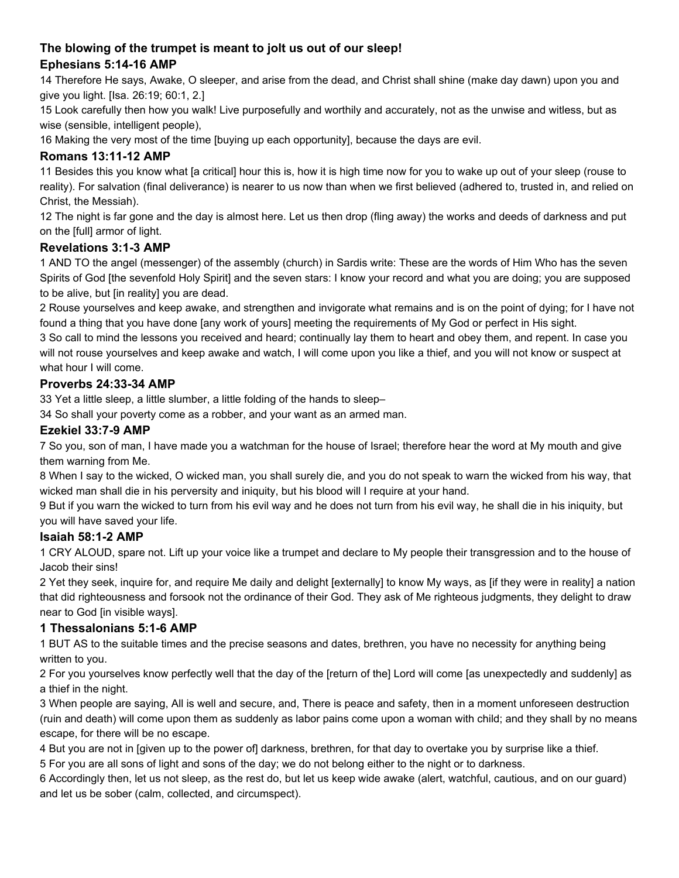**The blowing of the trumpet is meant to jolt us out of our sleep!**

### Ephesians 5:14-16 AMP

14 Therefore He says, Awake, O sleeper, and arise from the dead, and Christ shall shine (make day dawn) upon you and give you light. [Isa. 26:19; 60:1, 2.]

15 Look carefully then how you walk! Live purposefully and worthily and accurately, not as the unwise and witless, but as wise (sensible, intelligent people),

16 Making the very most of the time [buying up each opportunity], because the days are evil.

### Romans 13:11-12 AMP

11 Besides this you know what [a critical] hour this is, how it is high time now for you to wake up out of your sleep (rouse to reality). For salvation (final deliverance) is nearer to us now than when we first believed (adhered to, trusted in, and relied on Christ, the Messiah).

12 The night is far gone and the day is almost here. Let us then drop (fling away) the works and deeds of darkness and put on the [full] armor of light.

### Revelations 3:1-3 AMP

1 AND TO the angel (messenger) of the assembly (church) in Sardis write: These are the words of Him Who has the seven Spirits of God [the sevenfold Holy Spirit] and the seven stars: I know your record and what you are doing; you are supposed to be alive, but [in reality] you are dead.

2 Rouse yourselves and keep awake, and strengthen and invigorate what remains and is on the point of dying; for I have not found a thing that you have done [any work of yours] meeting the requirements of My God or perfect in His sight.

3 So call to mind the lessons you received and heard; continually lay them to heart and obey them, and repent. In case you will not rouse yourselves and keep awake and watch, I will come upon you like a thief, and you will not know or suspect at what hour I will come.

### Proverbs 24:33-34 AMP

33 Yet a little sleep, a little slumber, a little folding of the hands to sleep–

34 So shall your poverty come as a robber, and your want as an armed man.

### Ezekiel 33:7-9 AMP

7 So you, son of man, I have made you a watchman for the house of Israel; therefore hear the word at My mouth and give them warning from Me.

8 When I say to the wicked, O wicked man, you shall surely die, and you do not speak to warn the wicked from his way, that wicked man shall die in his perversity and iniquity, but his blood will I require at your hand.

9 But if you warn the wicked to turn from his evil way and he does not turn from his evil way, he shall die in his iniquity, but you will have saved your life.

### Isaiah 58:1-2 AMP

1 CRY ALOUD, spare not. Lift up your voice like a trumpet and declare to My people their transgression and to the house of Jacob their sins!

2 Yet they seek, inquire for, and require Me daily and delight [externally] to know My ways, as [if they were in reality] a nation that did righteousness and forsook not the ordinance of their God. They ask of Me righteous judgments, they delight to draw near to God [in visible ways].

### 1 Thessalonians 5:1-6 AMP

1 BUT AS to the suitable times and the precise seasons and dates, brethren, you have no necessity for anything being written to you.

2 For you yourselves know perfectly well that the day of the [return of the] Lord will come [as unexpectedly and suddenly] as a thief in the night.

3 When people are saying, All is well and secure, and, There is peace and safety, then in a moment unforeseen destruction (ruin and death) will come upon them as suddenly as labor pains come upon a woman with child; and they shall by no means escape, for there will be no escape.

4 But you are not in [given up to the power of] darkness, brethren, for that day to overtake you by surprise like a thief.

5 For you are all sons of light and sons of the day; we do not belong either to the night or to darkness.

6 Accordingly then, let us not sleep, as the rest do, but let us keep wide awake (alert, watchful, cautious, and on our guard) and let us be sober (calm, collected, and circumspect).